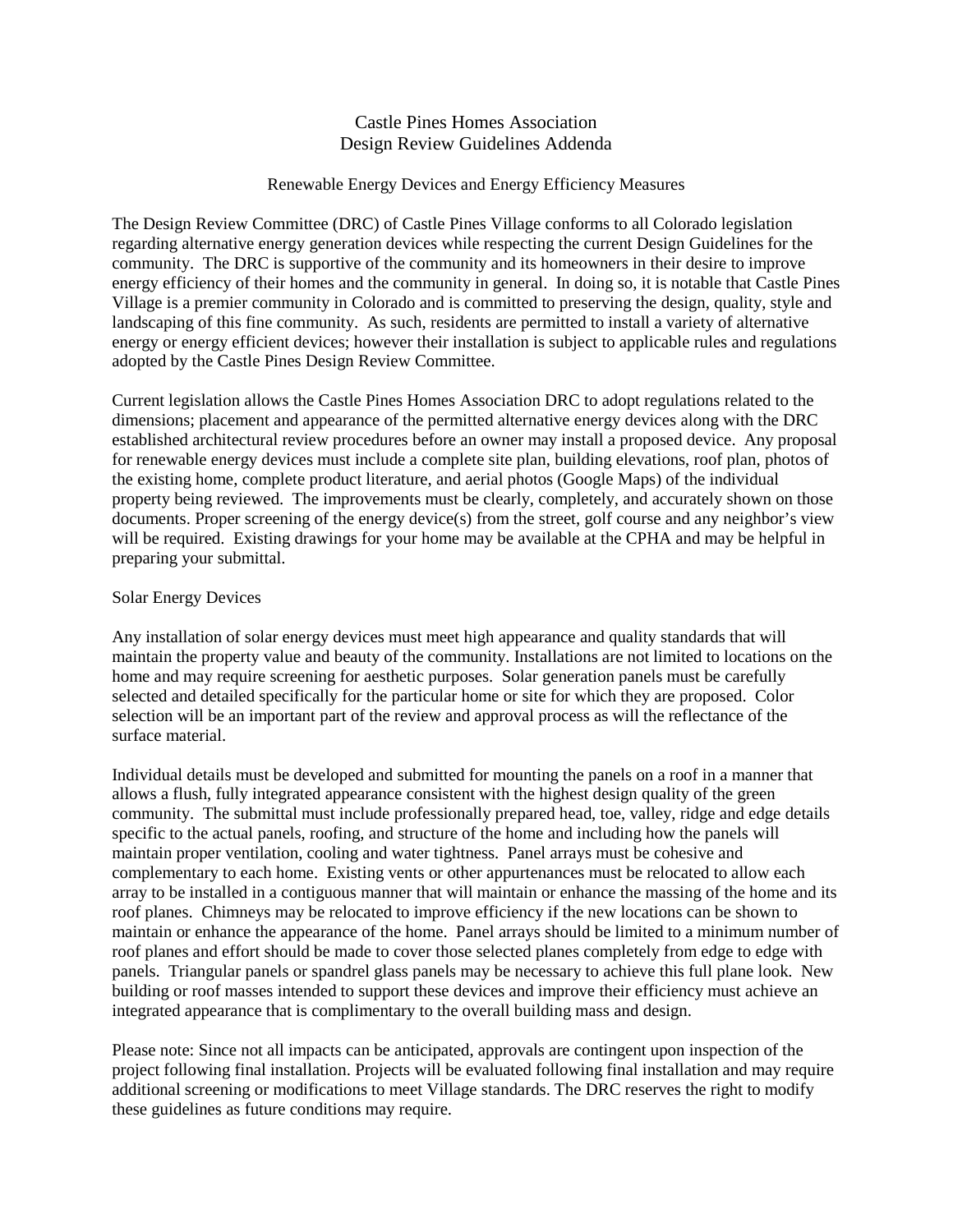# Castle Pines Homes Association
# Design Review Guidelines Addenda

## Renewable Energy Devices and Energy Efficiency Measures

The Design Review Committee (DRC) of Castle Pines Village conforms to all Colorado legislation regarding alternative energy generation devices while respecting the current Design Guidelines for the community. The DRC is supportive of the community and its homeowners in their desire to improve energy efficiency of their homes and the community in general. In doing so, it is notable that Castle Pines Village is a premier community in Colorado and is committed to preserving the design, quality, style and landscaping of this fine community. As such, residents are permitted to install a variety of alternative energy or energy efficient devices; however their installation is subject to applicable rules and regulations adopted by the Castle Pines Design Review Committee.

Current legislation allows the Castle Pines Homes Association DRC to adopt regulations related to the dimensions; placement and appearance of the permitted alternative energy devices along with the DRC established architectural review procedures before an owner may install a proposed device. Any proposal for renewable energy devices must include a complete site plan, building elevations, roof plan, photos of the existing home, complete product literature, and aerial photos (Google Maps) of the individual property being reviewed. The improvements must be clearly, completely, and accurately shown on those documents. Proper screening of the energy device(s) from the street, golf course and any neighbor's view will be required. Existing drawings for your home may be available at the CPHA and may be helpful in preparing your submittal.

### Solar Energy Devices

Any installation of solar energy devices must meet high appearance and quality standards that will maintain the property value and beauty of the community. Installations are not limited to locations on the home and may require screening for aesthetic purposes. Solar generation panels must be carefully selected and detailed specifically for the particular home or site for which they are proposed. Color selection will be an important part of the review and approval process as will the reflectance of the surface material.

Individual details must be developed and submitted for mounting the panels on a roof in a manner that allows a flush, fully integrated appearance consistent with the highest design quality of the green community. The submittal must include professionally prepared head, toe, valley, ridge and edge details specific to the actual panels, roofing, and structure of the home and including how the panels will maintain proper ventilation, cooling and water tightness. Panel arrays must be cohesive and complementary to each home. Existing vents or other appurtenances must be relocated to allow each array to be installed in a contiguous manner that will maintain or enhance the massing of the home and its roof planes. Chimneys may be relocated to improve efficiency if the new locations can be shown to maintain or enhance the appearance of the home. Panel arrays should be limited to a minimum number of roof planes and effort should be made to cover those selected planes completely from edge to edge with panels. Triangular panels or spandrel glass panels may be necessary to achieve this full plane look. New building or roof masses intended to support these devices and improve their efficiency must achieve an integrated appearance that is complimentary to the overall building mass and design.

Please note: Since not all impacts can be anticipated, approvals are contingent upon inspection of the project following final installation. Projects will be evaluated following final installation and may require additional screening or modifications to meet Village standards. The DRC reserves the right to modify these guidelines as future conditions may require.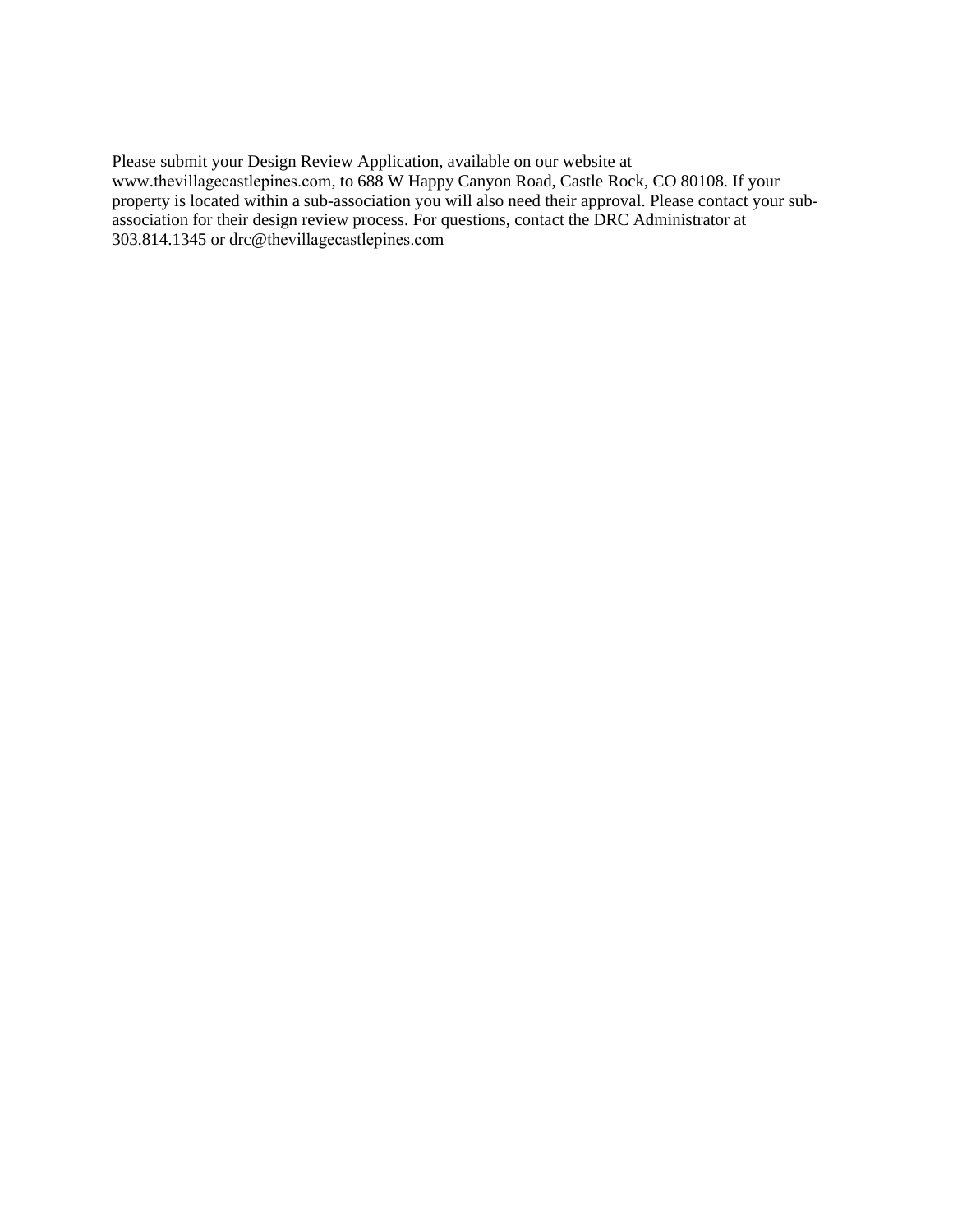Please submit your Design Review Application, available on our website at www.thevillagecastlepines.com, to 688 W Happy Canyon Road, Castle Rock, CO 80108. If your property is located within a sub-association you will also need their approval. Please contact your sub-association for their design review process. For questions, contact the DRC Administrator at 303.814.1345 or drc@thevillagecastlepines.com